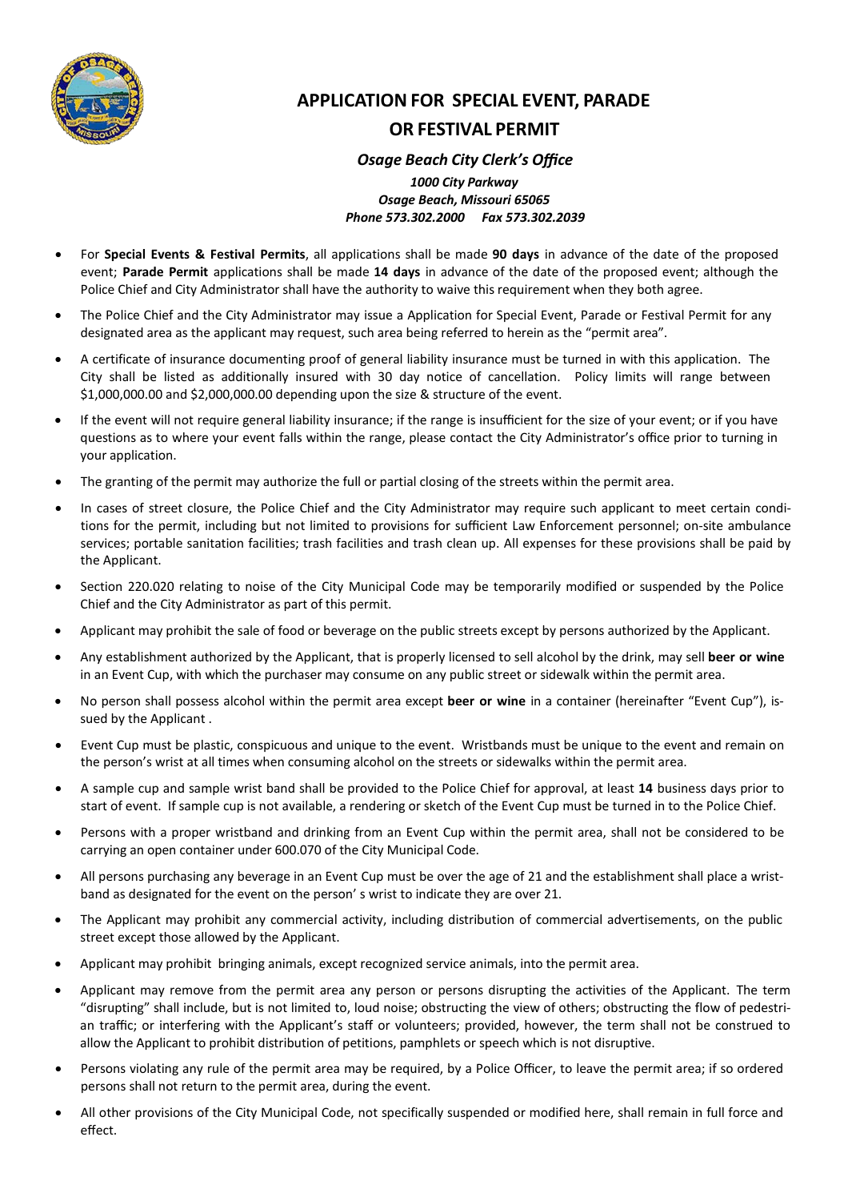# APPLICATION FOR SPECIAL EVENT, PARADE OR FESTIVAL PERMIT

***Osage Beach City Clerk's Office***

***1000 City Parkway***
***Osage Beach, Missouri 65065***
***Phone 573.302.2000 Fax 573.302.2039***

- For **Special Events & Festival Permits**, all applications shall be made **90 days** in advance of the date of the proposed event; **Parade Permit** applications shall be made **14 days** in advance of the date of the proposed event; although the Police Chief and City Administrator shall have the authority to waive this requirement when they both agree.
- The Police Chief and the City Administrator may issue a Application for Special Event, Parade or Festival Permit for any designated area as the applicant may request, such area being referred to herein as the "permit area".
- A certificate of insurance documenting proof of general liability insurance must be turned in with this application. The City shall be listed as additionally insured with 30 day notice of cancellation. Policy limits will range between $1,000,000.00 and $2,000,000.00 depending upon the size & structure of the event.
- If the event will not require general liability insurance; if the range is insufficient for the size of your event; or if you have questions as to where your event falls within the range, please contact the City Administrator's office prior to turning in your application.
- The granting of the permit may authorize the full or partial closing of the streets within the permit area.
- In cases of street closure, the Police Chief and the City Administrator may require such applicant to meet certain conditions for the permit, including but not limited to provisions for sufficient Law Enforcement personnel; on-site ambulance services; portable sanitation facilities; trash facilities and trash clean up. All expenses for these provisions shall be paid by the Applicant.
- Section 220.020 relating to noise of the City Municipal Code may be temporarily modified or suspended by the Police Chief and the City Administrator as part of this permit.
- Applicant may prohibit the sale of food or beverage on the public streets except by persons authorized by the Applicant.
- Any establishment authorized by the Applicant, that is properly licensed to sell alcohol by the drink, may sell **beer or wine** in an Event Cup, with which the purchaser may consume on any public street or sidewalk within the permit area.
- No person shall possess alcohol within the permit area except **beer or wine** in a container (hereinafter "Event Cup"), issued by the Applicant .
- Event Cup must be plastic, conspicuous and unique to the event. Wristbands must be unique to the event and remain on the person's wrist at all times when consuming alcohol on the streets or sidewalks within the permit area.
- A sample cup and sample wrist band shall be provided to the Police Chief for approval, at least **14** business days prior to start of event. If sample cup is not available, a rendering or sketch of the Event Cup must be turned in to the Police Chief.
- Persons with a proper wristband and drinking from an Event Cup within the permit area, shall not be considered to be carrying an open container under 600.070 of the City Municipal Code.
- All persons purchasing any beverage in an Event Cup must be over the age of 21 and the establishment shall place a wristband as designated for the event on the person' s wrist to indicate they are over 21.
- The Applicant may prohibit any commercial activity, including distribution of commercial advertisements, on the public street except those allowed by the Applicant.
- Applicant may prohibit bringing animals, except recognized service animals, into the permit area.
- Applicant may remove from the permit area any person or persons disrupting the activities of the Applicant. The term "disrupting" shall include, but is not limited to, loud noise; obstructing the view of others; obstructing the flow of pedestrian traffic; or interfering with the Applicant's staff or volunteers; provided, however, the term shall not be construed to allow the Applicant to prohibit distribution of petitions, pamphlets or speech which is not disruptive.
- Persons violating any rule of the permit area may be required, by a Police Officer, to leave the permit area; if so ordered persons shall not return to the permit area, during the event.
- All other provisions of the City Municipal Code, not specifically suspended or modified here, shall remain in full force and effect.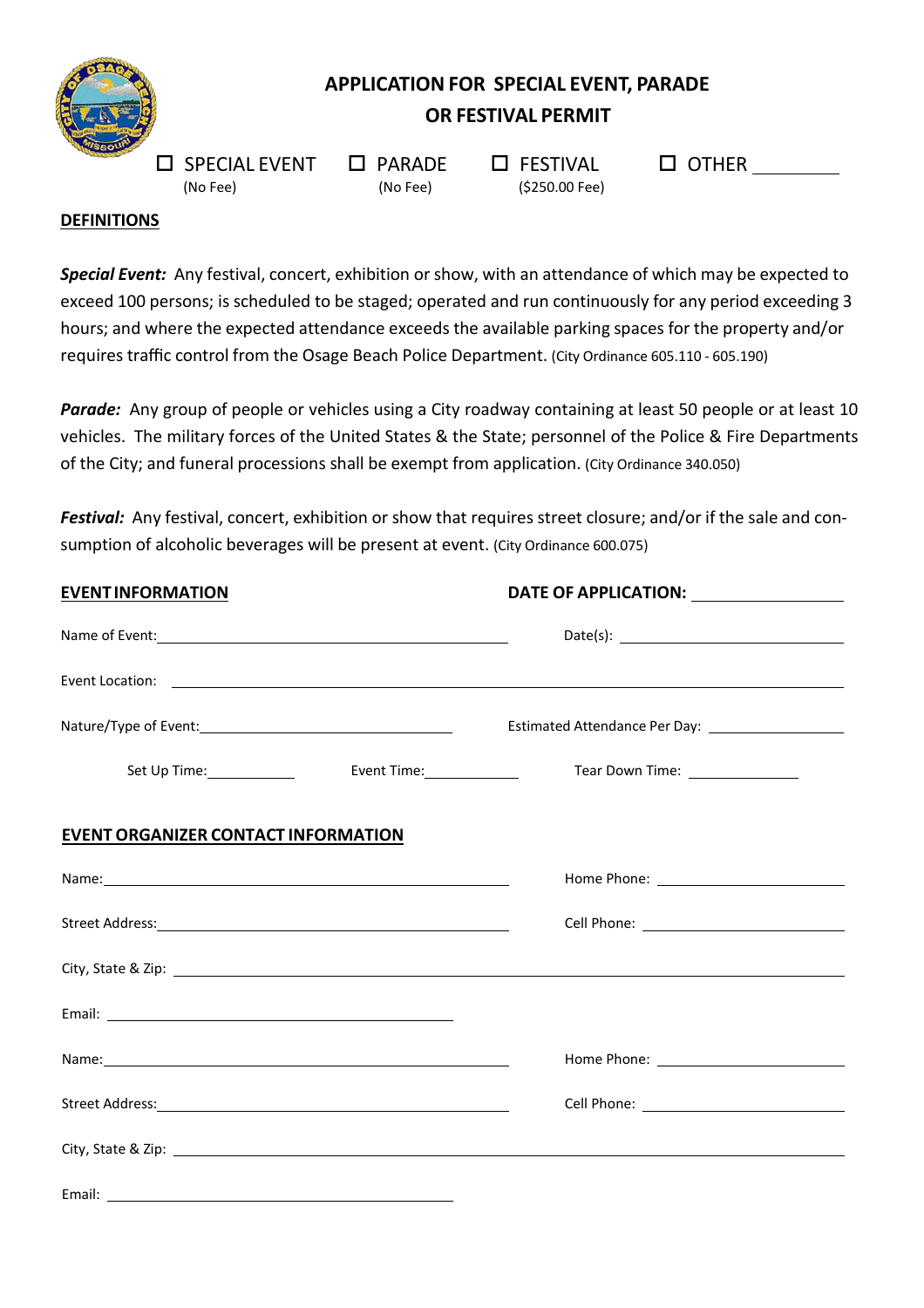# APPLICATION FOR SPECIAL EVENT, PARADE OR FESTIVAL PERMIT

☐ SPECIAL EVENT (No Fee) ☐ PARADE (No Fee) ☐ FESTIVAL ($250.00 Fee) ☐ OTHER ________

**DEFINITIONS**

***Special Event:*** Any festival, concert, exhibition or show, with an attendance of which may be expected to exceed 100 persons; is scheduled to be staged; operated and run continuously for any period exceeding 3 hours; and where the expected attendance exceeds the available parking spaces for the property and/or requires traffic control from the Osage Beach Police Department. (City Ordinance 605.110 - 605.190)

***Parade:*** Any group of people or vehicles using a City roadway containing at least 50 people or at least 10 vehicles. The military forces of the United States & the State; personnel of the Police & Fire Departments of the City; and funeral processions shall be exempt from application. (City Ordinance 340.050)

***Festival:*** Any festival, concert, exhibition or show that requires street closure; and/or if the sale and consumption of alcoholic beverages will be present at event. (City Ordinance 600.075)

**EVENT INFORMATION** **DATE OF APPLICATION:** ________________

Name of Event: ________________________________ Date(s): ________________________

Event Location: ________________________________________________________________

Nature/Type of Event: ________________________ Estimated Attendance Per Day: ______________

Set Up Time: __________ Event Time: __________ Tear Down Time: __________

**EVENT ORGANIZER CONTACT INFORMATION**

Name: ________________________________ Home Phone: ____________________

Street Address: ________________________________ Cell Phone: ____________________

City, State & Zip: ________________________________________________________________

Email: ________________________________

Name: ________________________________ Home Phone: ____________________

Street Address: ________________________________ Cell Phone: ____________________

City, State & Zip: ________________________________________________________________

Email: ________________________________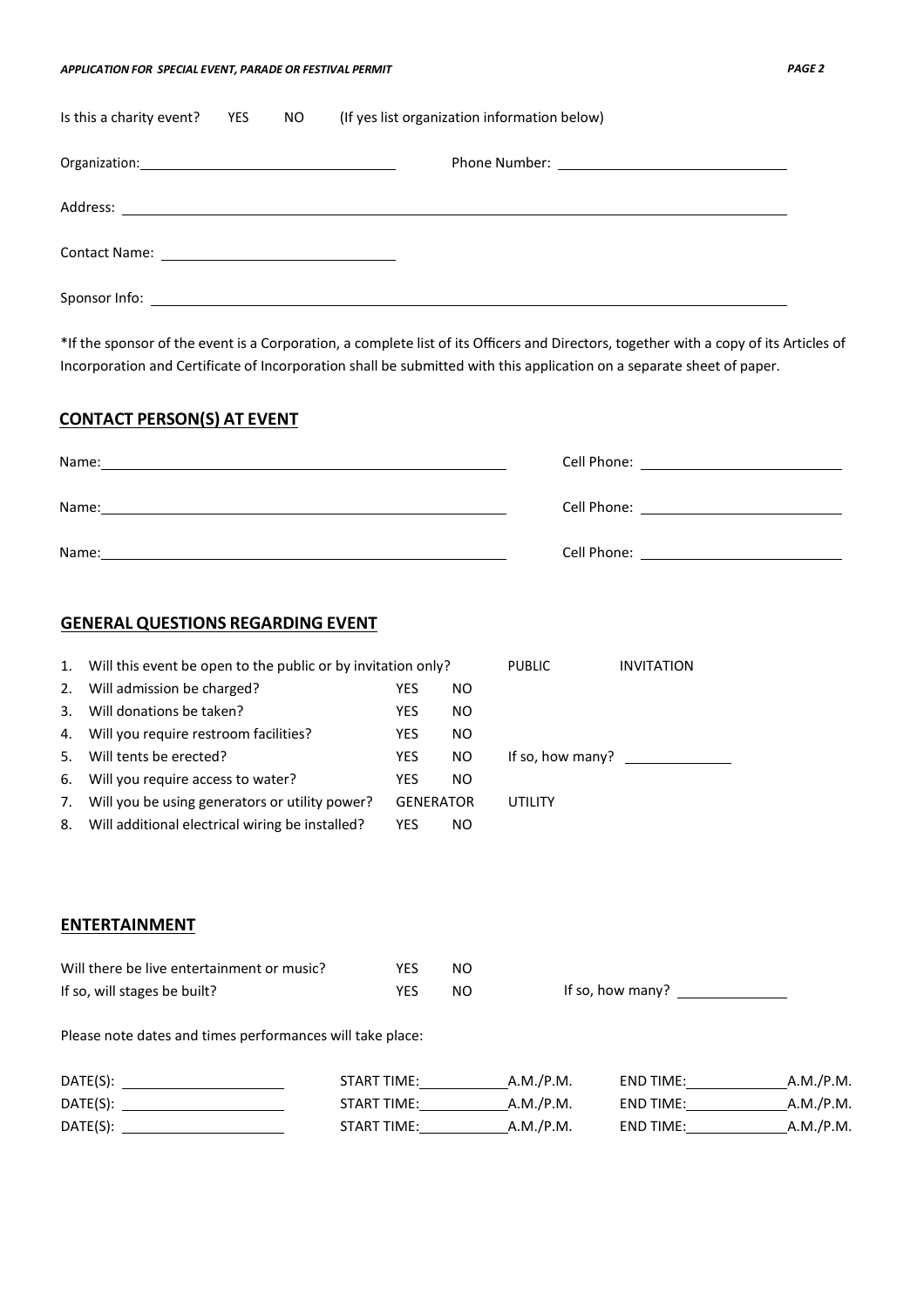Is this a charity event? YES NO (If yes list organization information below)

Organization: ______________________________ Phone Number: ______________________________

Address: ______________________________________________________________________

Contact Name: ______________________________

Sponsor Info: ______________________________________________________________________

*If the sponsor of the event is a Corporation, a complete list of its Officers and Directors, together with a copy of its Articles of Incorporation and Certificate of Incorporation shall be submitted with this application on a separate sheet of paper.

## CONTACT PERSON(S) AT EVENT

Name: ______________________________ Cell Phone: ______________________________

Name: ______________________________ Cell Phone: ______________________________

Name: ______________________________ Cell Phone: ______________________________

## GENERAL QUESTIONS REGARDING EVENT

1. Will this event be open to the public or by invitation only? PUBLIC INVITATION
2. Will admission be charged? YES NO
3. Will donations be taken? YES NO
4. Will you require restroom facilities? YES NO
5. Will tents be erected? YES NO If so, how many? ______________
6. Will you require access to water? YES NO
7. Will you be using generators or utility power? GENERATOR UTILITY
8. Will additional electrical wiring be installed? YES NO

## ENTERTAINMENT

Will there be live entertainment or music? YES NO

If so, will stages be built? YES NO If so, how many? ______________

Please note dates and times performances will take place:

DATE(S): ______________________ START TIME:____________A.M./P.M. END TIME:____________A.M./P.M.

DATE(S): ______________________ START TIME:____________A.M./P.M. END TIME:____________A.M./P.M.

DATE(S): ______________________ START TIME:____________A.M./P.M. END TIME:____________A.M./P.M.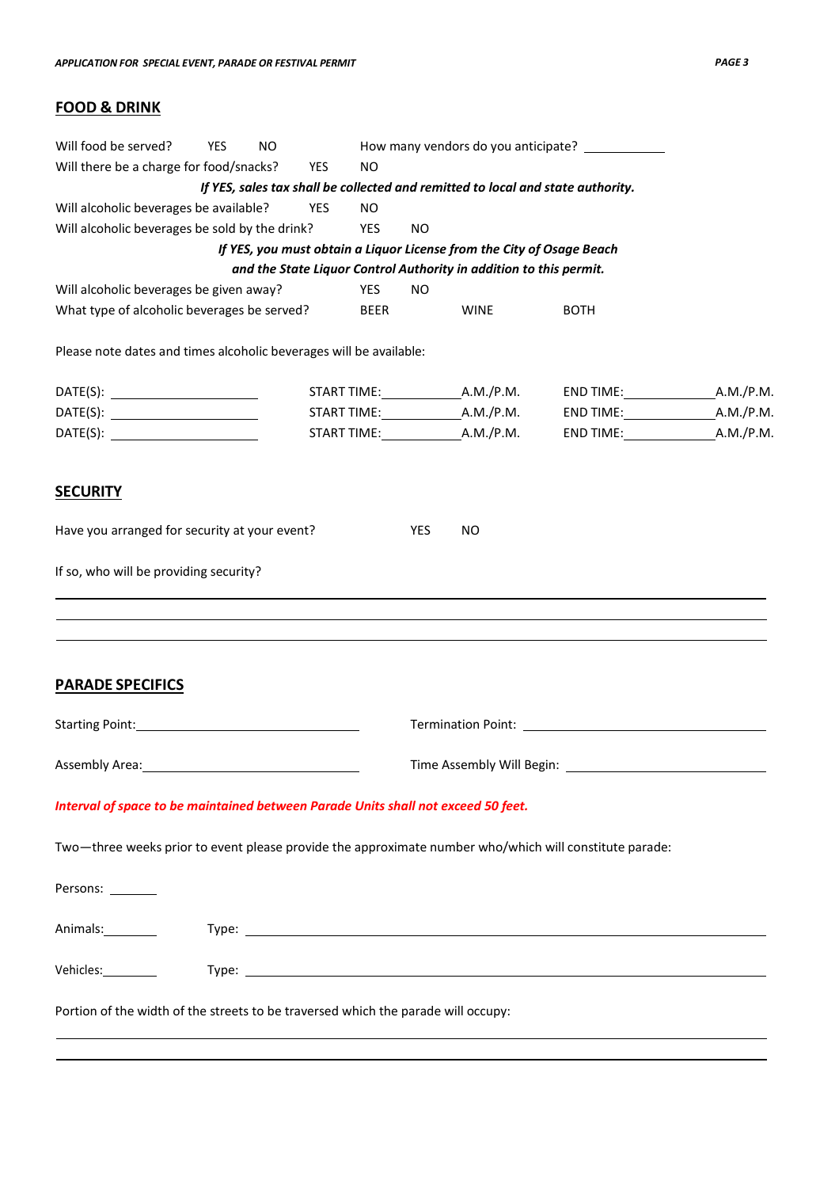## FOOD & DRINK

Will food be served? YES NO How many vendors do you anticipate? ___________

Will there be a charge for food/snacks? YES NO

***If YES, sales tax shall be collected and remitted to local and state authority.***

Will alcoholic beverages be available? YES NO

Will alcoholic beverages be sold by the drink? YES NO

***If YES, you must obtain a Liquor License from the City of Osage Beach and the State Liquor Control Authority in addition to this permit.***

Will alcoholic beverages be given away? YES NO

What type of alcoholic beverages be served? BEER WINE BOTH

Please note dates and times alcoholic beverages will be available:

DATE(S): ____________________ START TIME:__________A.M./P.M. END TIME:__________A.M./P.M.

DATE(S): ____________________ START TIME:__________A.M./P.M. END TIME:__________A.M./P.M.

DATE(S): ____________________ START TIME:__________A.M./P.M. END TIME:__________A.M./P.M.

## SECURITY

Have you arranged for security at your event? YES NO

If so, who will be providing security?

_______________________________________________________________

_______________________________________________________________

_______________________________________________________________

## PARADE SPECIFICS

Starting Point:______________________________ Termination Point: ______________________________

Assembly Area:______________________________ Time Assembly Will Begin: ______________________________

***Interval of space to be maintained between Parade Units shall not exceed 50 feet.***

Two—three weeks prior to event please provide the approximate number who/which will constitute parade:

Persons: _______

Animals:_______ Type: ______________________________________________

Vehicles:_______ Type: ______________________________________________

Portion of the width of the streets to be traversed which the parade will occupy:

_______________________________________________________________

_______________________________________________________________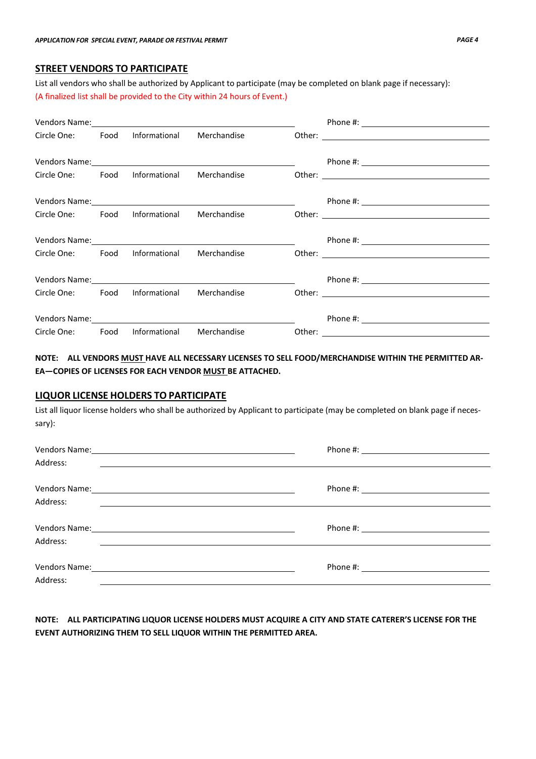## STREET VENDORS TO PARTICIPATE

List all vendors who shall be authorized by Applicant to participate (may be completed on blank page if necessary):
(A finalized list shall be provided to the City within 24 hours of Event.)

Vendors Name: ______________________________ Phone #: ____________________
Circle One: Food Informational Merchandise Other: ____________________

Vendors Name: ______________________________ Phone #: ____________________
Circle One: Food Informational Merchandise Other: ____________________

Vendors Name: ______________________________ Phone #: ____________________
Circle One: Food Informational Merchandise Other: ____________________

Vendors Name: ______________________________ Phone #: ____________________
Circle One: Food Informational Merchandise Other: ____________________

Vendors Name: ______________________________ Phone #: ____________________
Circle One: Food Informational Merchandise Other: ____________________

Vendors Name: ______________________________ Phone #: ____________________
Circle One: Food Informational Merchandise Other: ____________________

**NOTE: ALL VENDORS MUST HAVE ALL NECESSARY LICENSES TO SELL FOOD/MERCHANDISE WITHIN THE PERMITTED AREA—COPIES OF LICENSES FOR EACH VENDOR MUST BE ATTACHED.**

## LIQUOR LICENSE HOLDERS TO PARTICIPATE

List all liquor license holders who shall be authorized by Applicant to participate (may be completed on blank page if necessary):

Vendors Name: ______________________________ Phone #: ____________________
Address: ______________________________________________________________

Vendors Name: ______________________________ Phone #: ____________________
Address: ______________________________________________________________

Vendors Name: ______________________________ Phone #: ____________________
Address: ______________________________________________________________

Vendors Name: ______________________________ Phone #: ____________________
Address: ______________________________________________________________

**NOTE: ALL PARTICIPATING LIQUOR LICENSE HOLDERS MUST ACQUIRE A CITY AND STATE CATERER'S LICENSE FOR THE EVENT AUTHORIZING THEM TO SELL LIQUOR WITHIN THE PERMITTED AREA.**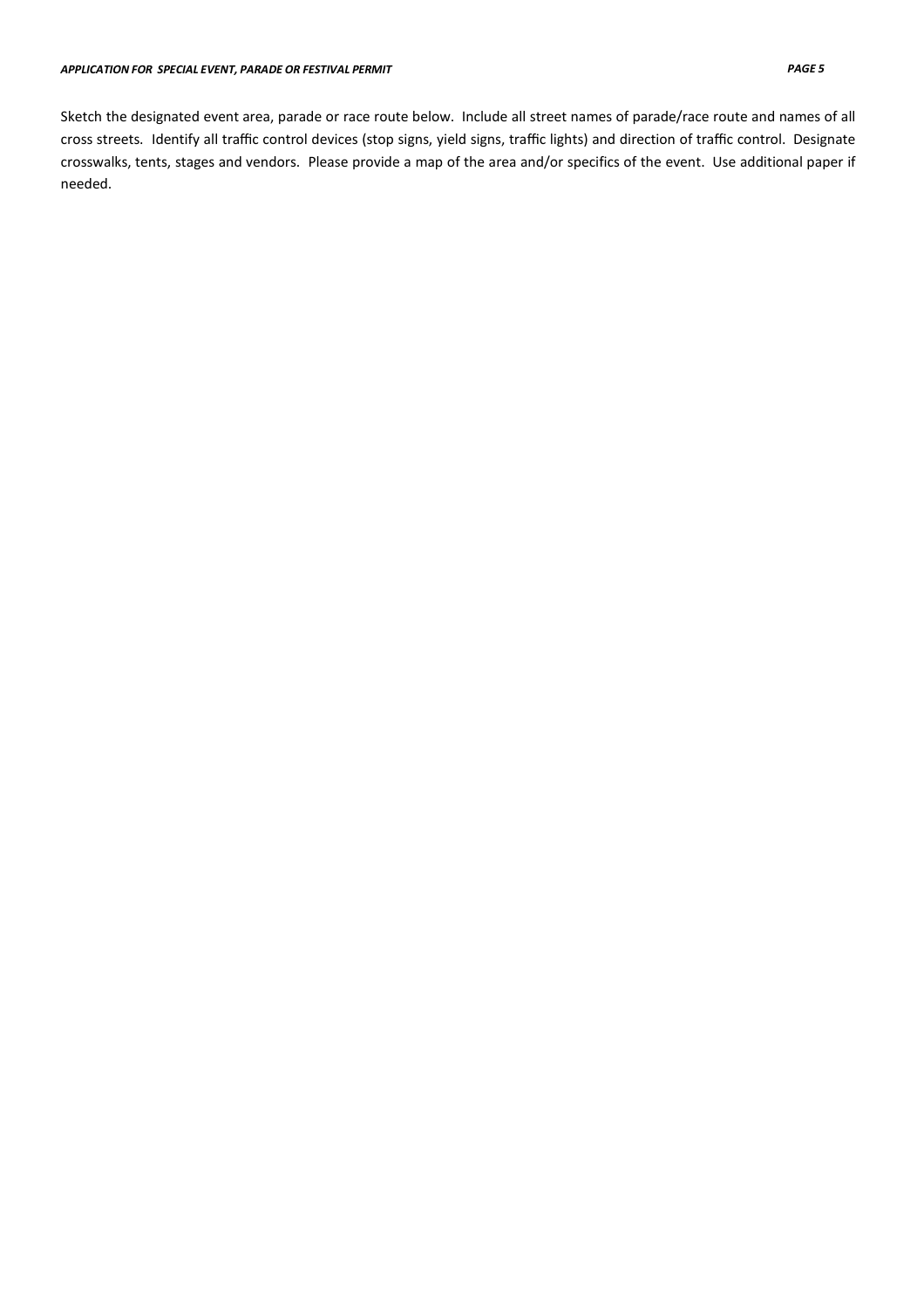Sketch the designated event area, parade or race route below. Include all street names of parade/race route and names of all cross streets. Identify all traffic control devices (stop signs, yield signs, traffic lights) and direction of traffic control. Designate crosswalks, tents, stages and vendors. Please provide a map of the area and/or specifics of the event. Use additional paper if needed.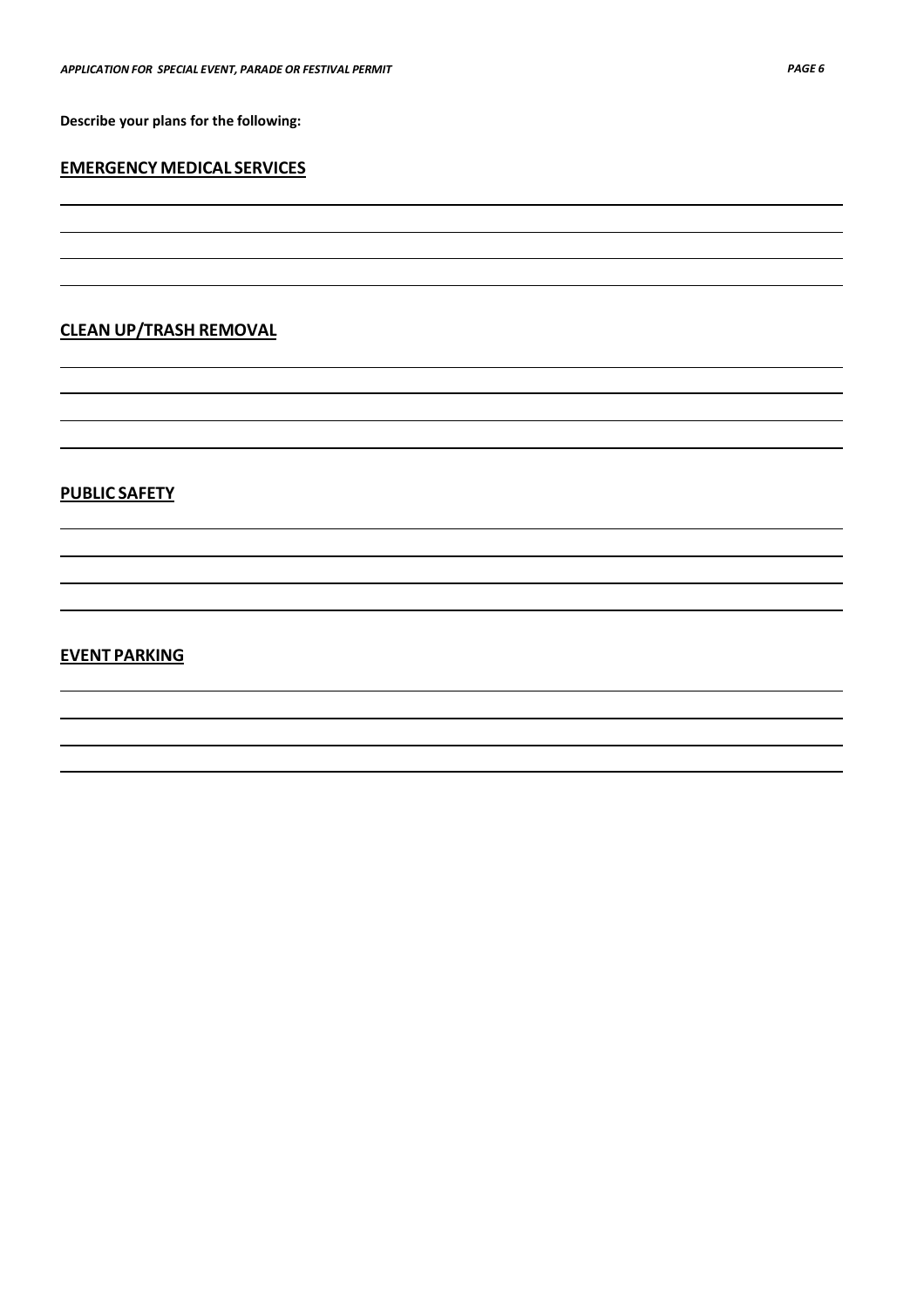**Describe your plans for the following:**

**EMERGENCY MEDICAL SERVICES**

**CLEAN UP/TRASH REMOVAL**

**PUBLIC SAFETY**

**EVENT PARKING**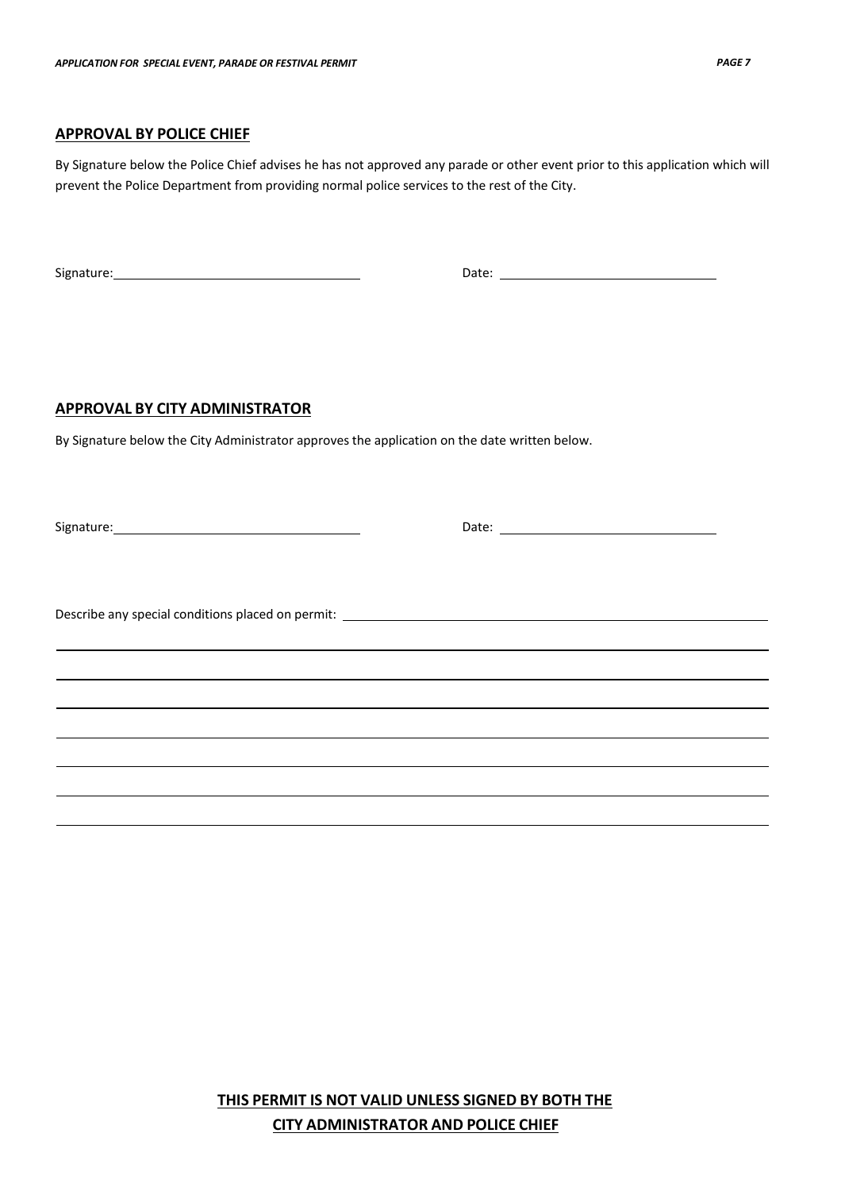## APPROVAL BY POLICE CHIEF

By Signature below the Police Chief advises he has not approved any parade or other event prior to this application which will prevent the Police Department from providing normal police services to the rest of the City.

Signature: ______________________________ Date: ______________________________

## APPROVAL BY CITY ADMINISTRATOR

By Signature below the City Administrator approves the application on the date written below.

Signature: ______________________________ Date: ______________________________

Describe any special conditions placed on permit: ______________________________

______________________________________________________________________________

______________________________________________________________________________

______________________________________________________________________________

______________________________________________________________________________

______________________________________________________________________________

______________________________________________________________________________

______________________________________________________________________________

**THIS PERMIT IS NOT VALID UNLESS SIGNED BY BOTH THE CITY ADMINISTRATOR AND POLICE CHIEF**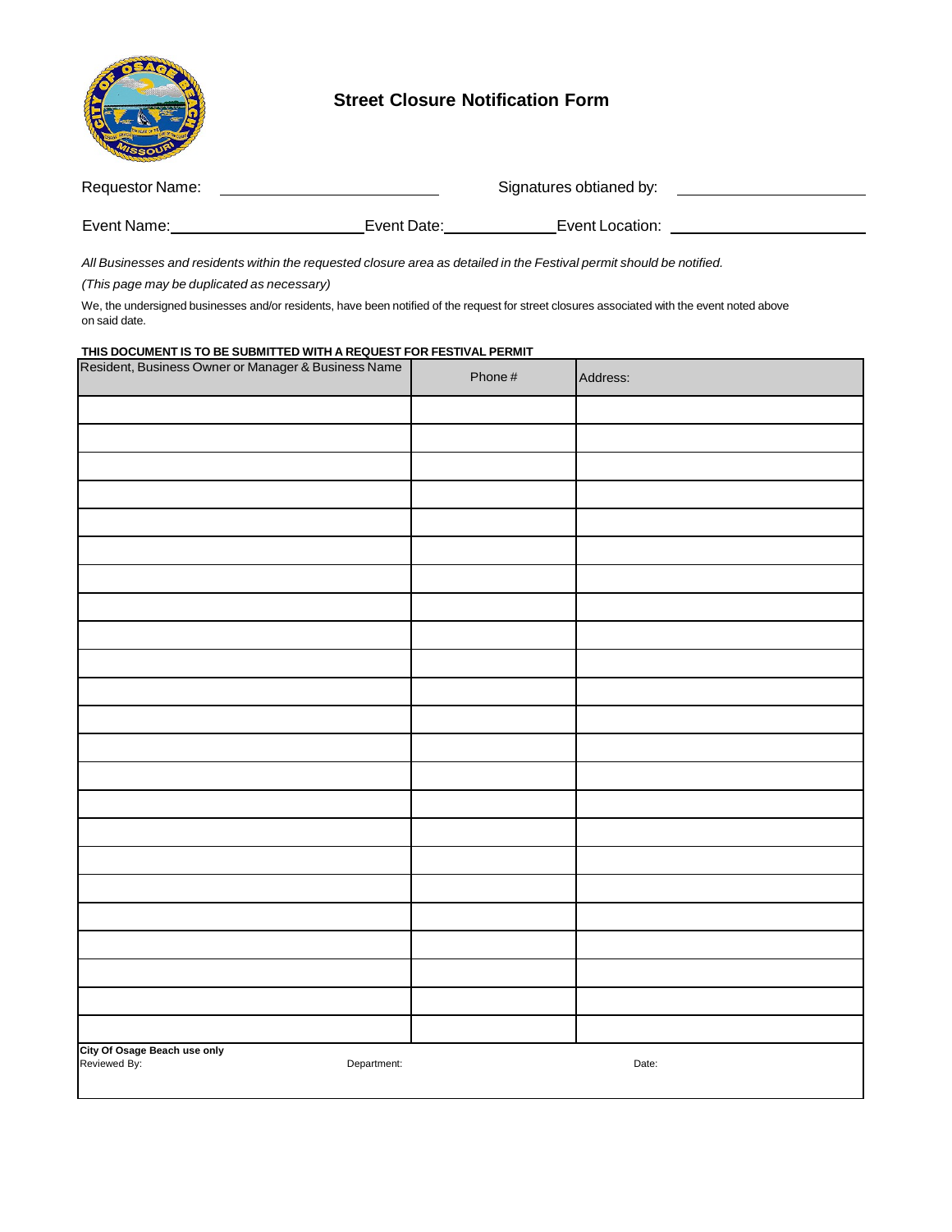# Street Closure Notification Form

Requestor Name: ______________________ Signatures obtianed by: ______________________

Event Name: ______________________ Event Date: ______________ Event Location: ______________________

*All Businesses and residents within the requested closure area as detailed in the Festival permit should be notified.*

*(This page may be duplicated as necessary)*

We, the undersigned businesses and/or residents, have been notified of the request for street closures associated with the event noted above on said date.

**THIS DOCUMENT IS TO BE SUBMITTED WITH A REQUEST FOR FESTIVAL PERMIT**

| Resident, Business Owner or Manager & Business Name | Phone # | Address: |
|---|---|---|
| | | |
| | | |
| | | |
| | | |
| | | |
| | | |
| | | |
| | | |
| | | |
| | | |
| | | |
| | | |
| | | |
| | | |
| | | |
| | | |
| | | |
| | | |
| | | |
| | | |
| | | |
| | | |
| | | |

**City Of Osage Beach use only**

Reviewed By: Department: Date: